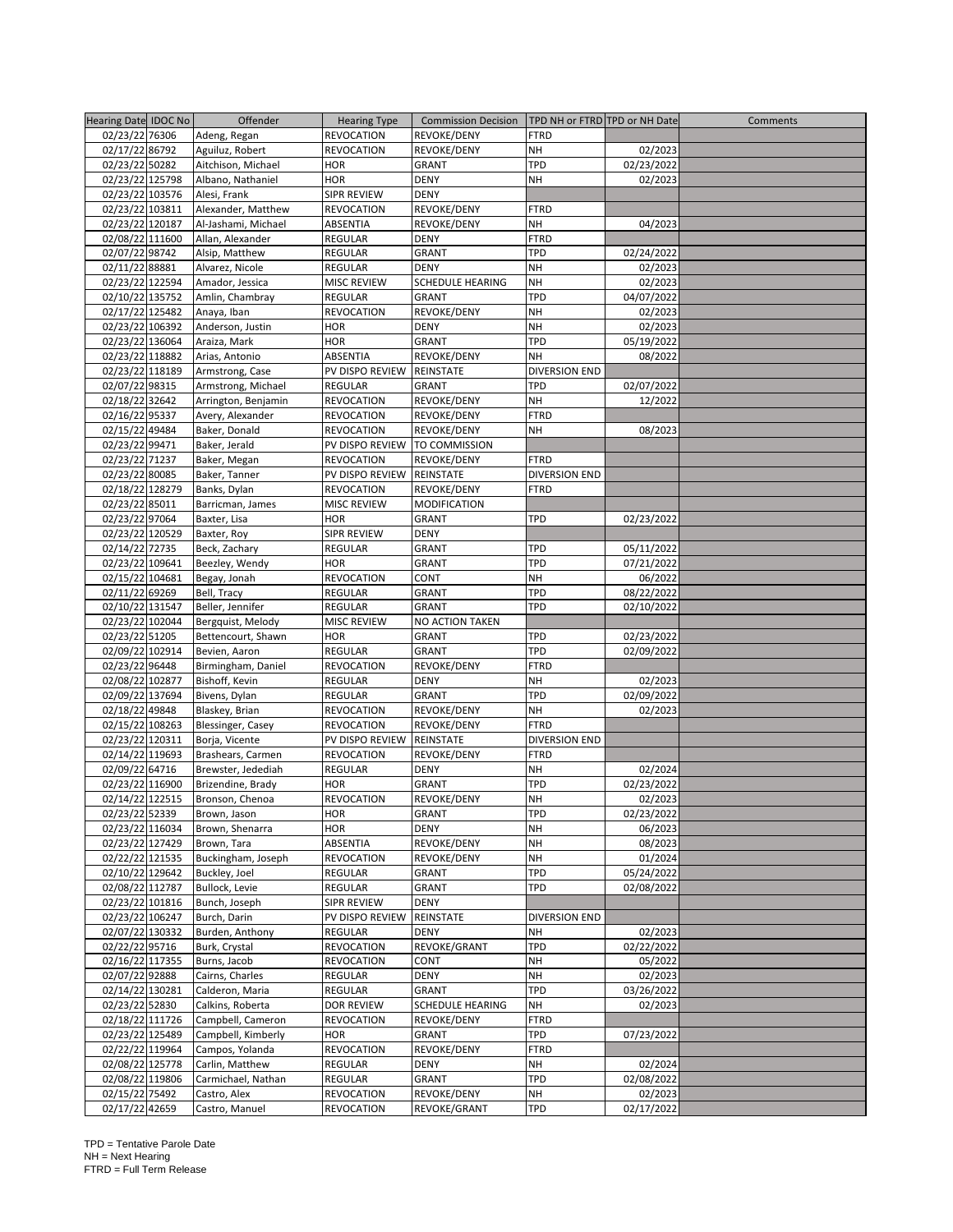| Hearing Date | IDOC No | Offender | Hearing Type | Commission Decision | TPD NH or FTRD | TPD or NH Date | Comments |
|---|---|---|---|---|---|---|---|
| 02/23/22 | 76306 | Adeng, Regan | REVOCATION | REVOKE/DENY | FTRD | | |
| 02/17/22 | 86792 | Aguiluz, Robert | REVOCATION | REVOKE/DENY | NH | 02/2023 | |
| 02/23/22 | 50282 | Aitchison, Michael | HOR | GRANT | TPD | 02/23/2022 | |
| 02/23/22 | 125798 | Albano, Nathaniel | HOR | DENY | NH | 02/2023 | |
| 02/23/22 | 103576 | Alesi, Frank | SIPR REVIEW | DENY | | | |
| 02/23/22 | 103811 | Alexander, Matthew | REVOCATION | REVOKE/DENY | FTRD | | |
| 02/23/22 | 120187 | Al-Jashami, Michael | ABSENTIA | REVOKE/DENY | NH | 04/2023 | |
| 02/08/22 | 111600 | Allan, Alexander | REGULAR | DENY | FTRD | | |
| 02/07/22 | 98742 | Alsip, Matthew | REGULAR | GRANT | TPD | 02/24/2022 | |
| 02/11/22 | 88881 | Alvarez, Nicole | REGULAR | DENY | NH | 02/2023 | |
| 02/23/22 | 122594 | Amador, Jessica | MISC REVIEW | SCHEDULE HEARING | NH | 02/2023 | |
| 02/10/22 | 135752 | Amlin, Chambray | REGULAR | GRANT | TPD | 04/07/2022 | |
| 02/17/22 | 125482 | Anaya, Iban | REVOCATION | REVOKE/DENY | NH | 02/2023 | |
| 02/23/22 | 106392 | Anderson, Justin | HOR | DENY | NH | 02/2023 | |
| 02/23/22 | 136064 | Araiza, Mark | HOR | GRANT | TPD | 05/19/2022 | |
| 02/23/22 | 118882 | Arias, Antonio | ABSENTIA | REVOKE/DENY | NH | 08/2022 | |
| 02/23/22 | 118189 | Armstrong, Case | PV DISPO REVIEW | REINSTATE | DIVERSION END | | |
| 02/07/22 | 98315 | Armstrong, Michael | REGULAR | GRANT | TPD | 02/07/2022 | |
| 02/18/22 | 32642 | Arrington, Benjamin | REVOCATION | REVOKE/DENY | NH | 12/2022 | |
| 02/16/22 | 95337 | Avery, Alexander | REVOCATION | REVOKE/DENY | FTRD | | |
| 02/15/22 | 49484 | Baker, Donald | REVOCATION | REVOKE/DENY | NH | 08/2023 | |
| 02/23/22 | 99471 | Baker, Jerald | PV DISPO REVIEW | TO COMMISSION | | | |
| 02/23/22 | 71237 | Baker, Megan | REVOCATION | REVOKE/DENY | FTRD | | |
| 02/23/22 | 80085 | Baker, Tanner | PV DISPO REVIEW | REINSTATE | DIVERSION END | | |
| 02/18/22 | 128279 | Banks, Dylan | REVOCATION | REVOKE/DENY | FTRD | | |
| 02/23/22 | 85011 | Barricman, James | MISC REVIEW | MODIFICATION | | | |
| 02/23/22 | 97064 | Baxter, Lisa | HOR | GRANT | TPD | 02/23/2022 | |
| 02/23/22 | 120529 | Baxter, Roy | SIPR REVIEW | DENY | | | |
| 02/14/22 | 72735 | Beck, Zachary | REGULAR | GRANT | TPD | 05/11/2022 | |
| 02/23/22 | 109641 | Beezley, Wendy | HOR | GRANT | TPD | 07/21/2022 | |
| 02/15/22 | 104681 | Begay, Jonah | REVOCATION | CONT | NH | 06/2022 | |
| 02/11/22 | 69269 | Bell, Tracy | REGULAR | GRANT | TPD | 08/22/2022 | |
| 02/10/22 | 131547 | Beller, Jennifer | REGULAR | GRANT | TPD | 02/10/2022 | |
| 02/23/22 | 102044 | Bergquist, Melody | MISC REVIEW | NO ACTION TAKEN | | | |
| 02/23/22 | 51205 | Bettencourt, Shawn | HOR | GRANT | TPD | 02/23/2022 | |
| 02/09/22 | 102914 | Bevien, Aaron | REGULAR | GRANT | TPD | 02/09/2022 | |
| 02/23/22 | 96448 | Birmingham, Daniel | REVOCATION | REVOKE/DENY | FTRD | | |
| 02/08/22 | 102877 | Bishoff, Kevin | REGULAR | DENY | NH | 02/2023 | |
| 02/09/22 | 137694 | Bivens, Dylan | REGULAR | GRANT | TPD | 02/09/2022 | |
| 02/18/22 | 49848 | Blaskey, Brian | REVOCATION | REVOKE/DENY | NH | 02/2023 | |
| 02/15/22 | 108263 | Blessinger, Casey | REVOCATION | REVOKE/DENY | FTRD | | |
| 02/23/22 | 120311 | Borja, Vicente | PV DISPO REVIEW | REINSTATE | DIVERSION END | | |
| 02/14/22 | 119693 | Brashears, Carmen | REVOCATION | REVOKE/DENY | FTRD | | |
| 02/09/22 | 64716 | Brewster, Jedediah | REGULAR | DENY | NH | 02/2024 | |
| 02/23/22 | 116900 | Brizendine, Brady | HOR | GRANT | TPD | 02/23/2022 | |
| 02/14/22 | 122515 | Bronson, Chenoa | REVOCATION | REVOKE/DENY | NH | 02/2023 | |
| 02/23/22 | 52339 | Brown, Jason | HOR | GRANT | TPD | 02/23/2022 | |
| 02/23/22 | 116034 | Brown, Shenarra | HOR | DENY | NH | 06/2023 | |
| 02/23/22 | 127429 | Brown, Tara | ABSENTIA | REVOKE/DENY | NH | 08/2023 | |
| 02/22/22 | 121535 | Buckingham, Joseph | REVOCATION | REVOKE/DENY | NH | 01/2024 | |
| 02/10/22 | 129642 | Buckley, Joel | REGULAR | GRANT | TPD | 05/24/2022 | |
| 02/08/22 | 112787 | Bullock, Levie | REGULAR | GRANT | TPD | 02/08/2022 | |
| 02/23/22 | 101816 | Bunch, Joseph | SIPR REVIEW | DENY | | | |
| 02/23/22 | 106247 | Burch, Darin | PV DISPO REVIEW | REINSTATE | DIVERSION END | | |
| 02/07/22 | 130332 | Burden, Anthony | REGULAR | DENY | NH | 02/2023 | |
| 02/22/22 | 95716 | Burk, Crystal | REVOCATION | REVOKE/GRANT | TPD | 02/22/2022 | |
| 02/16/22 | 117355 | Burns, Jacob | REVOCATION | CONT | NH | 05/2022 | |
| 02/07/22 | 92888 | Cairns, Charles | REGULAR | DENY | NH | 02/2023 | |
| 02/14/22 | 130281 | Calderon, Maria | REGULAR | GRANT | TPD | 03/26/2022 | |
| 02/23/22 | 52830 | Calkins, Roberta | DOR REVIEW | SCHEDULE HEARING | NH | 02/2023 | |
| 02/18/22 | 111726 | Campbell, Cameron | REVOCATION | REVOKE/DENY | FTRD | | |
| 02/23/22 | 125489 | Campbell, Kimberly | HOR | GRANT | TPD | 07/23/2022 | |
| 02/22/22 | 119964 | Campos, Yolanda | REVOCATION | REVOKE/DENY | FTRD | | |
| 02/08/22 | 125778 | Carlin, Matthew | REGULAR | DENY | NH | 02/2024 | |
| 02/08/22 | 119806 | Carmichael, Nathan | REGULAR | GRANT | TPD | 02/08/2022 | |
| 02/15/22 | 75492 | Castro, Alex | REVOCATION | REVOKE/DENY | NH | 02/2023 | |
| 02/17/22 | 42659 | Castro, Manuel | REVOCATION | REVOKE/GRANT | TPD | 02/17/2022 | |

TPD = Tentative Parole Date
NH = Next Hearing
FTRD = Full Term Release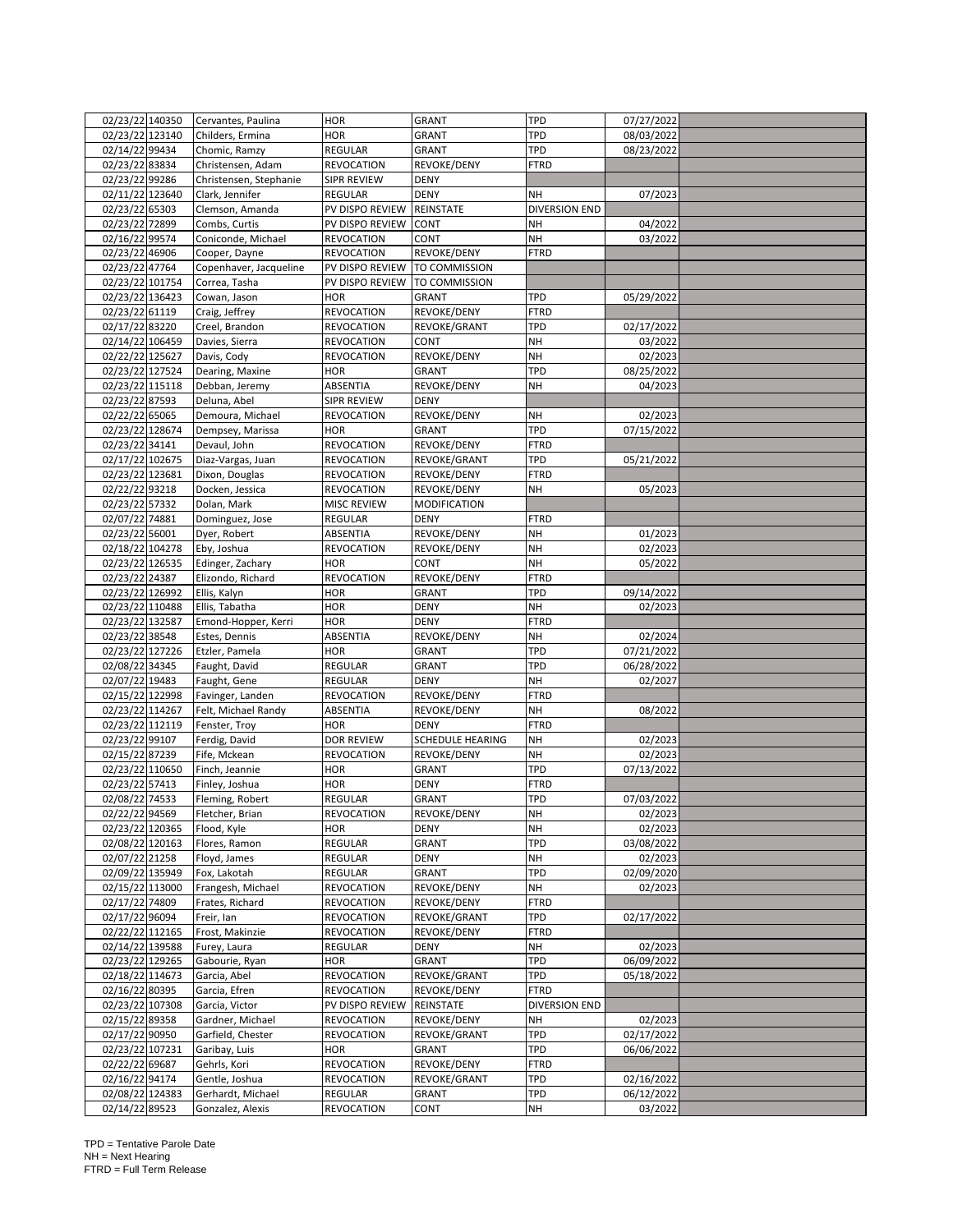| | | | | | | | |
|---|---|---|---|---|---|---|---|
| 02/23/22 | 140350 | Cervantes, Paulina | HOR | GRANT | TPD | 07/27/2022 | |
| 02/23/22 | 123140 | Childers, Ermina | HOR | GRANT | TPD | 08/03/2022 | |
| 02/14/22 | 99434 | Chomic, Ramzy | REGULAR | GRANT | TPD | 08/23/2022 | |
| 02/23/22 | 83834 | Christensen, Adam | REVOCATION | REVOKE/DENY | FTRD | | |
| 02/23/22 | 99286 | Christensen, Stephanie | SIPR REVIEW | DENY | | | |
| 02/11/22 | 123640 | Clark, Jennifer | REGULAR | DENY | NH | 07/2023 | |
| 02/23/22 | 65303 | Clemson, Amanda | PV DISPO REVIEW | REINSTATE | DIVERSION END | | |
| 02/23/22 | 72899 | Combs, Curtis | PV DISPO REVIEW | CONT | NH | 04/2022 | |
| 02/16/22 | 99574 | Coniconde, Michael | REVOCATION | CONT | NH | 03/2022 | |
| 02/23/22 | 46906 | Cooper, Dayne | REVOCATION | REVOKE/DENY | FTRD | | |
| 02/23/22 | 47764 | Copenhaver, Jacqueline | PV DISPO REVIEW | TO COMMISSION | | | |
| 02/23/22 | 101754 | Correa, Tasha | PV DISPO REVIEW | TO COMMISSION | | | |
| 02/23/22 | 136423 | Cowan, Jason | HOR | GRANT | TPD | 05/29/2022 | |
| 02/23/22 | 61119 | Craig, Jeffrey | REVOCATION | REVOKE/DENY | FTRD | | |
| 02/17/22 | 83220 | Creel, Brandon | REVOCATION | REVOKE/GRANT | TPD | 02/17/2022 | |
| 02/14/22 | 106459 | Davies, Sierra | REVOCATION | CONT | NH | 03/2022 | |
| 02/22/22 | 125627 | Davis, Cody | REVOCATION | REVOKE/DENY | NH | 02/2023 | |
| 02/23/22 | 127524 | Dearing, Maxine | HOR | GRANT | TPD | 08/25/2022 | |
| 02/23/22 | 115118 | Debban, Jeremy | ABSENTIA | REVOKE/DENY | NH | 04/2023 | |
| 02/23/22 | 87593 | Deluna, Abel | SIPR REVIEW | DENY | | | |
| 02/22/22 | 65065 | Demoura, Michael | REVOCATION | REVOKE/DENY | NH | 02/2023 | |
| 02/23/22 | 128674 | Dempsey, Marissa | HOR | GRANT | TPD | 07/15/2022 | |
| 02/23/22 | 34141 | Devaul, John | REVOCATION | REVOKE/DENY | FTRD | | |
| 02/17/22 | 102675 | Diaz-Vargas, Juan | REVOCATION | REVOKE/GRANT | TPD | 05/21/2022 | |
| 02/23/22 | 123681 | Dixon, Douglas | REVOCATION | REVOKE/DENY | FTRD | | |
| 02/22/22 | 93218 | Docken, Jessica | REVOCATION | REVOKE/DENY | NH | 05/2023 | |
| 02/23/22 | 57332 | Dolan, Mark | MISC REVIEW | MODIFICATION | | | |
| 02/07/22 | 74881 | Dominguez, Jose | REGULAR | DENY | FTRD | | |
| 02/23/22 | 56001 | Dyer, Robert | ABSENTIA | REVOKE/DENY | NH | 01/2023 | |
| 02/18/22 | 104278 | Eby, Joshua | REVOCATION | REVOKE/DENY | NH | 02/2023 | |
| 02/23/22 | 126535 | Edinger, Zachary | HOR | CONT | NH | 05/2022 | |
| 02/23/22 | 24387 | Elizondo, Richard | REVOCATION | REVOKE/DENY | FTRD | | |
| 02/23/22 | 126992 | Ellis, Kalyn | HOR | GRANT | TPD | 09/14/2022 | |
| 02/23/22 | 110488 | Ellis, Tabatha | HOR | DENY | NH | 02/2023 | |
| 02/23/22 | 132587 | Emond-Hopper, Kerri | HOR | DENY | FTRD | | |
| 02/23/22 | 38548 | Estes, Dennis | ABSENTIA | REVOKE/DENY | NH | 02/2024 | |
| 02/23/22 | 127226 | Etzler, Pamela | HOR | GRANT | TPD | 07/21/2022 | |
| 02/08/22 | 34345 | Faught, David | REGULAR | GRANT | TPD | 06/28/2022 | |
| 02/07/22 | 19483 | Faught, Gene | REGULAR | DENY | NH | 02/2027 | |
| 02/15/22 | 122998 | Favinger, Landen | REVOCATION | REVOKE/DENY | FTRD | | |
| 02/23/22 | 114267 | Felt, Michael Randy | ABSENTIA | REVOKE/DENY | NH | 08/2022 | |
| 02/23/22 | 112119 | Fenster, Troy | HOR | DENY | FTRD | | |
| 02/23/22 | 99107 | Ferdig, David | DOR REVIEW | SCHEDULE HEARING | NH | 02/2023 | |
| 02/15/22 | 87239 | Fife, Mckean | REVOCATION | REVOKE/DENY | NH | 02/2023 | |
| 02/23/22 | 110650 | Finch, Jeannie | HOR | GRANT | TPD | 07/13/2022 | |
| 02/23/22 | 57413 | Finley, Joshua | HOR | DENY | FTRD | | |
| 02/08/22 | 74533 | Fleming, Robert | REGULAR | GRANT | TPD | 07/03/2022 | |
| 02/22/22 | 94569 | Fletcher, Brian | REVOCATION | REVOKE/DENY | NH | 02/2023 | |
| 02/23/22 | 120365 | Flood, Kyle | HOR | DENY | NH | 02/2023 | |
| 02/08/22 | 120163 | Flores, Ramon | REGULAR | GRANT | TPD | 03/08/2022 | |
| 02/07/22 | 21258 | Floyd, James | REGULAR | DENY | NH | 02/2023 | |
| 02/09/22 | 135949 | Fox, Lakotah | REGULAR | GRANT | TPD | 02/09/2020 | |
| 02/15/22 | 113000 | Frangesh, Michael | REVOCATION | REVOKE/DENY | NH | 02/2023 | |
| 02/17/22 | 74809 | Frates, Richard | REVOCATION | REVOKE/DENY | FTRD | | |
| 02/17/22 | 96094 | Freir, Ian | REVOCATION | REVOKE/GRANT | TPD | 02/17/2022 | |
| 02/22/22 | 112165 | Frost, Makinzie | REVOCATION | REVOKE/DENY | FTRD | | |
| 02/14/22 | 139588 | Furey, Laura | REGULAR | DENY | NH | 02/2023 | |
| 02/23/22 | 129265 | Gabourie, Ryan | HOR | GRANT | TPD | 06/09/2022 | |
| 02/18/22 | 114673 | Garcia, Abel | REVOCATION | REVOKE/GRANT | TPD | 05/18/2022 | |
| 02/16/22 | 80395 | Garcia, Efren | REVOCATION | REVOKE/DENY | FTRD | | |
| 02/23/22 | 107308 | Garcia, Victor | PV DISPO REVIEW | REINSTATE | DIVERSION END | | |
| 02/15/22 | 89358 | Gardner, Michael | REVOCATION | REVOKE/DENY | NH | 02/2023 | |
| 02/17/22 | 90950 | Garfield, Chester | REVOCATION | REVOKE/GRANT | TPD | 02/17/2022 | |
| 02/23/22 | 107231 | Garibay, Luis | HOR | GRANT | TPD | 06/06/2022 | |
| 02/22/22 | 69687 | Gehrls, Kori | REVOCATION | REVOKE/DENY | FTRD | | |
| 02/16/22 | 94174 | Gentle, Joshua | REVOCATION | REVOKE/GRANT | TPD | 02/16/2022 | |
| 02/08/22 | 124383 | Gerhardt, Michael | REGULAR | GRANT | TPD | 06/12/2022 | |
| 02/14/22 | 89523 | Gonzalez, Alexis | REVOCATION | CONT | NH | 03/2022 | |

TPD = Tentative Parole Date
NH = Next Hearing
FTRD = Full Term Release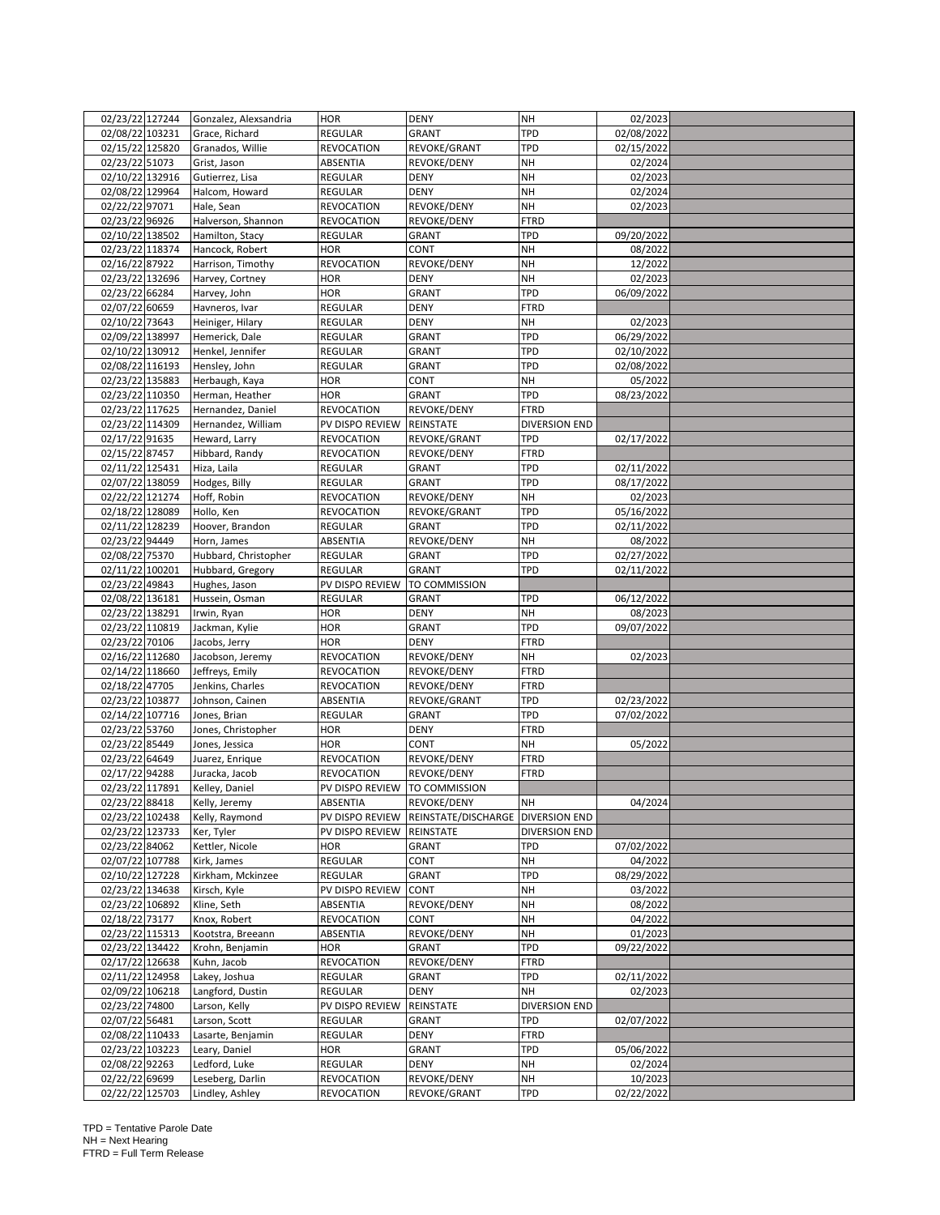| | | | | | | | |
|---|---|---|---|---|---|---|---|
| 02/23/22 | 127244 | Gonzalez, Alexsandria | HOR | DENY | NH | 02/2023 | |
| 02/08/22 | 103231 | Grace, Richard | REGULAR | GRANT | TPD | 02/08/2022 | |
| 02/15/22 | 125820 | Granados, Willie | REVOCATION | REVOKE/GRANT | TPD | 02/15/2022 | |
| 02/23/22 | 51073 | Grist, Jason | ABSENTIA | REVOKE/DENY | NH | 02/2024 | |
| 02/10/22 | 132916 | Gutierrez, Lisa | REGULAR | DENY | NH | 02/2023 | |
| 02/08/22 | 129964 | Halcom, Howard | REGULAR | DENY | NH | 02/2024 | |
| 02/22/22 | 97071 | Hale, Sean | REVOCATION | REVOKE/DENY | NH | 02/2023 | |
| 02/23/22 | 96926 | Halverson, Shannon | REVOCATION | REVOKE/DENY | FTRD | | |
| 02/10/22 | 138502 | Hamilton, Stacy | REGULAR | GRANT | TPD | 09/20/2022 | |
| 02/23/22 | 118374 | Hancock, Robert | HOR | CONT | NH | 08/2022 | |
| 02/16/22 | 87922 | Harrison, Timothy | REVOCATION | REVOKE/DENY | NH | 12/2022 | |
| 02/23/22 | 132696 | Harvey, Cortney | HOR | DENY | NH | 02/2023 | |
| 02/23/22 | 66284 | Harvey, John | HOR | GRANT | TPD | 06/09/2022 | |
| 02/07/22 | 60659 | Havneros, Ivar | REGULAR | DENY | FTRD | | |
| 02/10/22 | 73643 | Heiniger, Hilary | REGULAR | DENY | NH | 02/2023 | |
| 02/09/22 | 138997 | Hemerick, Dale | REGULAR | GRANT | TPD | 06/29/2022 | |
| 02/10/22 | 130912 | Henkel, Jennifer | REGULAR | GRANT | TPD | 02/10/2022 | |
| 02/08/22 | 116193 | Hensley, John | REGULAR | GRANT | TPD | 02/08/2022 | |
| 02/23/22 | 135883 | Herbaugh, Kaya | HOR | CONT | NH | 05/2022 | |
| 02/23/22 | 110350 | Herman, Heather | HOR | GRANT | TPD | 08/23/2022 | |
| 02/23/22 | 117625 | Hernandez, Daniel | REVOCATION | REVOKE/DENY | FTRD | | |
| 02/23/22 | 114309 | Hernandez, William | PV DISPO REVIEW | REINSTATE | DIVERSION END | | |
| 02/17/22 | 91635 | Heward, Larry | REVOCATION | REVOKE/GRANT | TPD | 02/17/2022 | |
| 02/15/22 | 87457 | Hibbard, Randy | REVOCATION | REVOKE/DENY | FTRD | | |
| 02/11/22 | 125431 | Hiza, Laila | REGULAR | GRANT | TPD | 02/11/2022 | |
| 02/07/22 | 138059 | Hodges, Billy | REGULAR | GRANT | TPD | 08/17/2022 | |
| 02/22/22 | 121274 | Hoff, Robin | REVOCATION | REVOKE/DENY | NH | 02/2023 | |
| 02/18/22 | 128089 | Hollo, Ken | REVOCATION | REVOKE/GRANT | TPD | 05/16/2022 | |
| 02/11/22 | 128239 | Hoover, Brandon | REGULAR | GRANT | TPD | 02/11/2022 | |
| 02/23/22 | 94449 | Horn, James | ABSENTIA | REVOKE/DENY | NH | 08/2022 | |
| 02/08/22 | 75370 | Hubbard, Christopher | REGULAR | GRANT | TPD | 02/27/2022 | |
| 02/11/22 | 100201 | Hubbard, Gregory | REGULAR | GRANT | TPD | 02/11/2022 | |
| 02/23/22 | 49843 | Hughes, Jason | PV DISPO REVIEW | TO COMMISSION | | | |
| 02/08/22 | 136181 | Hussein, Osman | REGULAR | GRANT | TPD | 06/12/2022 | |
| 02/23/22 | 138291 | Irwin, Ryan | HOR | DENY | NH | 08/2023 | |
| 02/23/22 | 110819 | Jackman, Kylie | HOR | GRANT | TPD | 09/07/2022 | |
| 02/23/22 | 70106 | Jacobs, Jerry | HOR | DENY | FTRD | | |
| 02/16/22 | 112680 | Jacobson, Jeremy | REVOCATION | REVOKE/DENY | NH | 02/2023 | |
| 02/14/22 | 118660 | Jeffreys, Emily | REVOCATION | REVOKE/DENY | FTRD | | |
| 02/18/22 | 47705 | Jenkins, Charles | REVOCATION | REVOKE/DENY | FTRD | | |
| 02/23/22 | 103877 | Johnson, Cainen | ABSENTIA | REVOKE/GRANT | TPD | 02/23/2022 | |
| 02/14/22 | 107716 | Jones, Brian | REGULAR | GRANT | TPD | 07/02/2022 | |
| 02/23/22 | 53760 | Jones, Christopher | HOR | DENY | FTRD | | |
| 02/23/22 | 85449 | Jones, Jessica | HOR | CONT | NH | 05/2022 | |
| 02/23/22 | 64649 | Juarez, Enrique | REVOCATION | REVOKE/DENY | FTRD | | |
| 02/17/22 | 94288 | Juracka, Jacob | REVOCATION | REVOKE/DENY | FTRD | | |
| 02/23/22 | 117891 | Kelley, Daniel | PV DISPO REVIEW | TO COMMISSION | | | |
| 02/23/22 | 88418 | Kelly, Jeremy | ABSENTIA | REVOKE/DENY | NH | 04/2024 | |
| 02/23/22 | 102438 | Kelly, Raymond | PV DISPO REVIEW | REINSTATE/DISCHARGE | DIVERSION END | | |
| 02/23/22 | 123733 | Ker, Tyler | PV DISPO REVIEW | REINSTATE | DIVERSION END | | |
| 02/23/22 | 84062 | Kettler, Nicole | HOR | GRANT | TPD | 07/02/2022 | |
| 02/07/22 | 107788 | Kirk, James | REGULAR | CONT | NH | 04/2022 | |
| 02/10/22 | 127228 | Kirkham, Mckinzee | REGULAR | GRANT | TPD | 08/29/2022 | |
| 02/23/22 | 134638 | Kirsch, Kyle | PV DISPO REVIEW | CONT | NH | 03/2022 | |
| 02/23/22 | 106892 | Kline, Seth | ABSENTIA | REVOKE/DENY | NH | 08/2022 | |
| 02/18/22 | 73177 | Knox, Robert | REVOCATION | CONT | NH | 04/2022 | |
| 02/23/22 | 115313 | Kootstra, Breeann | ABSENTIA | REVOKE/DENY | NH | 01/2023 | |
| 02/23/22 | 134422 | Krohn, Benjamin | HOR | GRANT | TPD | 09/22/2022 | |
| 02/17/22 | 126638 | Kuhn, Jacob | REVOCATION | REVOKE/DENY | FTRD | | |
| 02/11/22 | 124958 | Lakey, Joshua | REGULAR | GRANT | TPD | 02/11/2022 | |
| 02/09/22 | 106218 | Langford, Dustin | REGULAR | DENY | NH | 02/2023 | |
| 02/23/22 | 74800 | Larson, Kelly | PV DISPO REVIEW | REINSTATE | DIVERSION END | | |
| 02/07/22 | 56481 | Larson, Scott | REGULAR | GRANT | TPD | 02/07/2022 | |
| 02/08/22 | 110433 | Lasarte, Benjamin | REGULAR | DENY | FTRD | | |
| 02/23/22 | 103223 | Leary, Daniel | HOR | GRANT | TPD | 05/06/2022 | |
| 02/08/22 | 92263 | Ledford, Luke | REGULAR | DENY | NH | 02/2024 | |
| 02/22/22 | 69699 | Leseberg, Darlin | REVOCATION | REVOKE/DENY | NH | 10/2023 | |
| 02/22/22 | 125703 | Lindley, Ashley | REVOCATION | REVOKE/GRANT | TPD | 02/22/2022 | |

TPD = Tentative Parole Date
NH = Next Hearing
FTRD = Full Term Release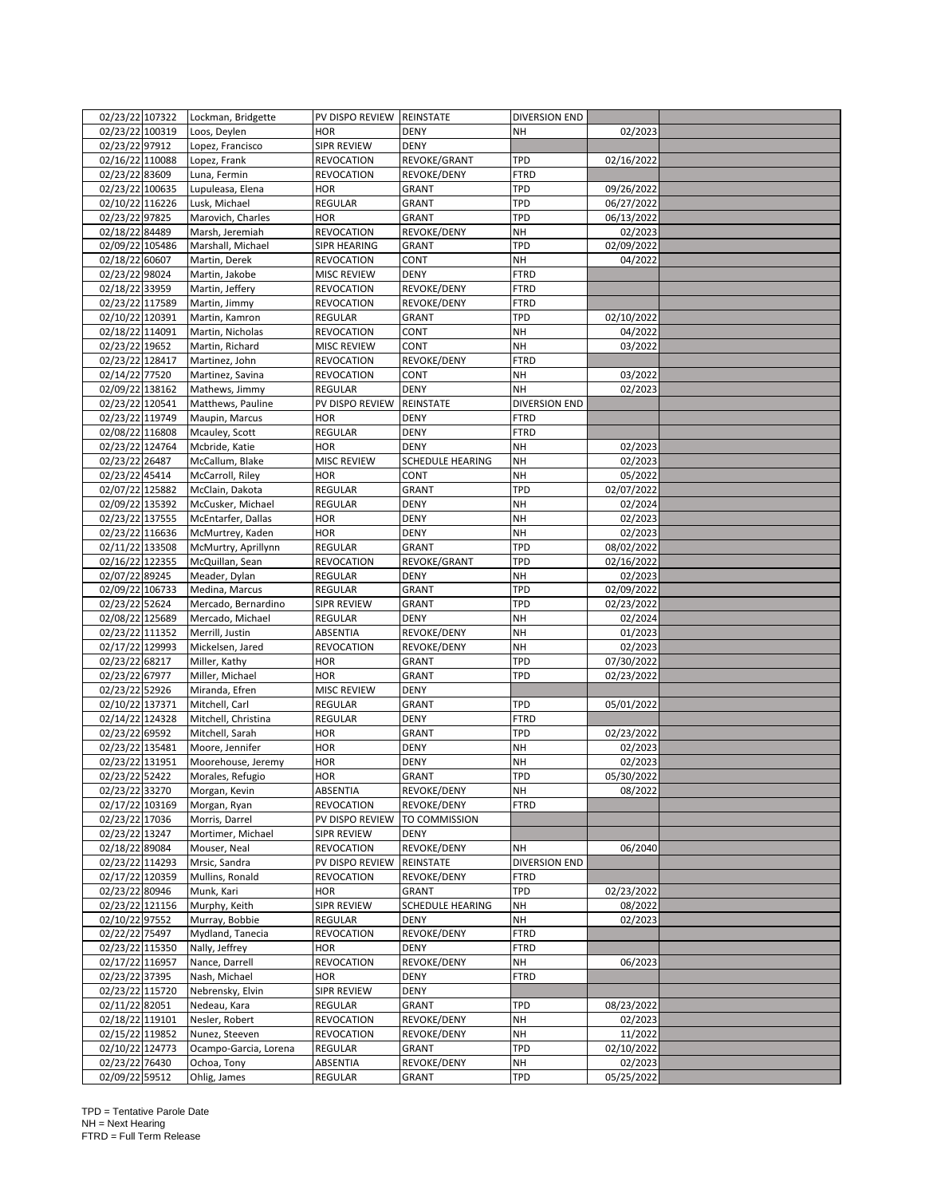| | | | | | | | |
|---|---|---|---|---|---|---|---|
| 02/23/22 | 107322 | Lockman, Bridgette | PV DISPO REVIEW | REINSTATE | DIVERSION END | | |
| 02/23/22 | 100319 | Loos, Deylen | HOR | DENY | NH | 02/2023 | |
| 02/23/22 | 97912 | Lopez, Francisco | SIPR REVIEW | DENY | | | |
| 02/16/22 | 110088 | Lopez, Frank | REVOCATION | REVOKE/GRANT | TPD | 02/16/2022 | |
| 02/23/22 | 83609 | Luna, Fermin | REVOCATION | REVOKE/DENY | FTRD | | |
| 02/23/22 | 100635 | Lupuleasa, Elena | HOR | GRANT | TPD | 09/26/2022 | |
| 02/10/22 | 116226 | Lusk, Michael | REGULAR | GRANT | TPD | 06/27/2022 | |
| 02/23/22 | 97825 | Marovich, Charles | HOR | GRANT | TPD | 06/13/2022 | |
| 02/18/22 | 84489 | Marsh, Jeremiah | REVOCATION | REVOKE/DENY | NH | 02/2023 | |
| 02/09/22 | 105486 | Marshall, Michael | SIPR HEARING | GRANT | TPD | 02/09/2022 | |
| 02/18/22 | 60607 | Martin, Derek | REVOCATION | CONT | NH | 04/2022 | |
| 02/23/22 | 98024 | Martin, Jakobe | MISC REVIEW | DENY | FTRD | | |
| 02/18/22 | 33959 | Martin, Jeffery | REVOCATION | REVOKE/DENY | FTRD | | |
| 02/23/22 | 117589 | Martin, Jimmy | REVOCATION | REVOKE/DENY | FTRD | | |
| 02/10/22 | 120391 | Martin, Kamron | REGULAR | GRANT | TPD | 02/10/2022 | |
| 02/18/22 | 114091 | Martin, Nicholas | REVOCATION | CONT | NH | 04/2022 | |
| 02/23/22 | 19652 | Martin, Richard | MISC REVIEW | CONT | NH | 03/2022 | |
| 02/23/22 | 128417 | Martinez, John | REVOCATION | REVOKE/DENY | FTRD | | |
| 02/14/22 | 77520 | Martinez, Savina | REVOCATION | CONT | NH | 03/2022 | |
| 02/09/22 | 138162 | Mathews, Jimmy | REGULAR | DENY | NH | 02/2023 | |
| 02/23/22 | 120541 | Matthews, Pauline | PV DISPO REVIEW | REINSTATE | DIVERSION END | | |
| 02/23/22 | 119749 | Maupin, Marcus | HOR | DENY | FTRD | | |
| 02/08/22 | 116808 | Mcauley, Scott | REGULAR | DENY | FTRD | | |
| 02/23/22 | 124764 | Mcbride, Katie | HOR | DENY | NH | 02/2023 | |
| 02/23/22 | 26487 | McCallum, Blake | MISC REVIEW | SCHEDULE HEARING | NH | 02/2023 | |
| 02/23/22 | 45414 | McCarroll, Riley | HOR | CONT | NH | 05/2022 | |
| 02/07/22 | 125882 | McClain, Dakota | REGULAR | GRANT | TPD | 02/07/2022 | |
| 02/09/22 | 135392 | McCusker, Michael | REGULAR | DENY | NH | 02/2024 | |
| 02/23/22 | 137555 | McEntarfer, Dallas | HOR | DENY | NH | 02/2023 | |
| 02/23/22 | 116636 | McMurtrey, Kaden | HOR | DENY | NH | 02/2023 | |
| 02/11/22 | 133508 | McMurtry, Aprillynn | REGULAR | GRANT | TPD | 08/02/2022 | |
| 02/16/22 | 122355 | McQuillan, Sean | REVOCATION | REVOKE/GRANT | TPD | 02/16/2022 | |
| 02/07/22 | 89245 | Meader, Dylan | REGULAR | DENY | NH | 02/2023 | |
| 02/09/22 | 106733 | Medina, Marcus | REGULAR | GRANT | TPD | 02/09/2022 | |
| 02/23/22 | 52624 | Mercado, Bernardino | SIPR REVIEW | GRANT | TPD | 02/23/2022 | |
| 02/08/22 | 125689 | Mercado, Michael | REGULAR | DENY | NH | 02/2024 | |
| 02/23/22 | 111352 | Merrill, Justin | ABSENTIA | REVOKE/DENY | NH | 01/2023 | |
| 02/17/22 | 129993 | Mickelsen, Jared | REVOCATION | REVOKE/DENY | NH | 02/2023 | |
| 02/23/22 | 68217 | Miller, Kathy | HOR | GRANT | TPD | 07/30/2022 | |
| 02/23/22 | 67977 | Miller, Michael | HOR | GRANT | TPD | 02/23/2022 | |
| 02/23/22 | 52926 | Miranda, Efren | MISC REVIEW | DENY | | | |
| 02/10/22 | 137371 | Mitchell, Carl | REGULAR | GRANT | TPD | 05/01/2022 | |
| 02/14/22 | 124328 | Mitchell, Christina | REGULAR | DENY | FTRD | | |
| 02/23/22 | 69592 | Mitchell, Sarah | HOR | GRANT | TPD | 02/23/2022 | |
| 02/23/22 | 135481 | Moore, Jennifer | HOR | DENY | NH | 02/2023 | |
| 02/23/22 | 131951 | Moorehouse, Jeremy | HOR | DENY | NH | 02/2023 | |
| 02/23/22 | 52422 | Morales, Refugio | HOR | GRANT | TPD | 05/30/2022 | |
| 02/23/22 | 33270 | Morgan, Kevin | ABSENTIA | REVOKE/DENY | NH | 08/2022 | |
| 02/17/22 | 103169 | Morgan, Ryan | REVOCATION | REVOKE/DENY | FTRD | | |
| 02/23/22 | 17036 | Morris, Darrel | PV DISPO REVIEW | TO COMMISSION | | | |
| 02/23/22 | 13247 | Mortimer, Michael | SIPR REVIEW | DENY | | | |
| 02/18/22 | 89084 | Mouser, Neal | REVOCATION | REVOKE/DENY | NH | 06/2040 | |
| 02/23/22 | 114293 | Mrsic, Sandra | PV DISPO REVIEW | REINSTATE | DIVERSION END | | |
| 02/17/22 | 120359 | Mullins, Ronald | REVOCATION | REVOKE/DENY | FTRD | | |
| 02/23/22 | 80946 | Munk, Kari | HOR | GRANT | TPD | 02/23/2022 | |
| 02/23/22 | 121156 | Murphy, Keith | SIPR REVIEW | SCHEDULE HEARING | NH | 08/2022 | |
| 02/10/22 | 97552 | Murray, Bobbie | REGULAR | DENY | NH | 02/2023 | |
| 02/22/22 | 75497 | Mydland, Tanecia | REVOCATION | REVOKE/DENY | FTRD | | |
| 02/23/22 | 115350 | Nally, Jeffrey | HOR | DENY | FTRD | | |
| 02/17/22 | 116957 | Nance, Darrell | REVOCATION | REVOKE/DENY | NH | 06/2023 | |
| 02/23/22 | 37395 | Nash, Michael | HOR | DENY | FTRD | | |
| 02/23/22 | 115720 | Nebrensky, Elvin | SIPR REVIEW | DENY | | | |
| 02/11/22 | 82051 | Nedeau, Kara | REGULAR | GRANT | TPD | 08/23/2022 | |
| 02/18/22 | 119101 | Nesler, Robert | REVOCATION | REVOKE/DENY | NH | 02/2023 | |
| 02/15/22 | 119852 | Nunez, Steeven | REVOCATION | REVOKE/DENY | NH | 11/2022 | |
| 02/10/22 | 124773 | Ocampo-Garcia, Lorena | REGULAR | GRANT | TPD | 02/10/2022 | |
| 02/23/22 | 76430 | Ochoa, Tony | ABSENTIA | REVOKE/DENY | NH | 02/2023 | |
| 02/09/22 | 59512 | Ohlig, James | REGULAR | GRANT | TPD | 05/25/2022 | |

TPD = Tentative Parole Date
NH = Next Hearing
FTRD = Full Term Release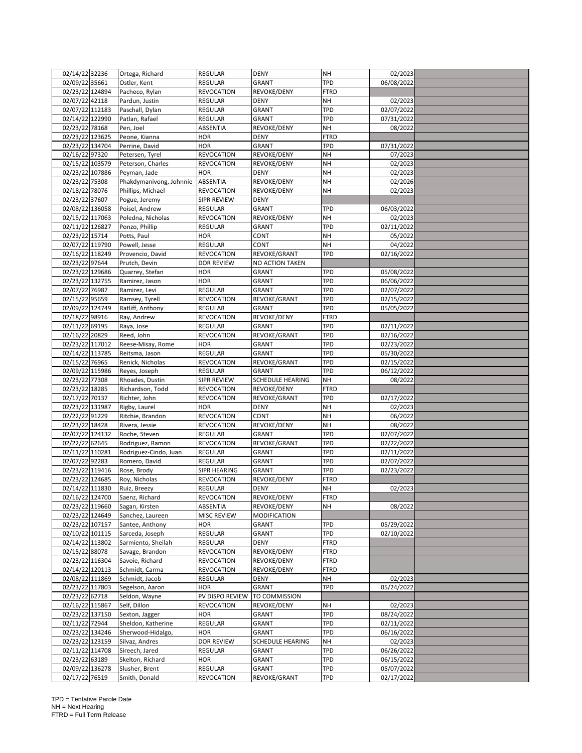| | | | | | | | |
|---|---|---|---|---|---|---|---|
| 02/14/22 | 32236 | Ortega, Richard | REGULAR | DENY | NH | 02/2023 | |
| 02/09/22 | 35661 | Ostler, Kent | REGULAR | GRANT | TPD | 06/08/2022 | |
| 02/23/22 | 124894 | Pacheco, Rylan | REVOCATION | REVOKE/DENY | FTRD | | |
| 02/07/22 | 42118 | Pardun, Justin | REGULAR | DENY | NH | 02/2023 | |
| 02/07/22 | 112183 | Paschall, Dylan | REGULAR | GRANT | TPD | 02/07/2022 | |
| 02/14/22 | 122990 | Patlan, Rafael | REGULAR | GRANT | TPD | 07/31/2022 | |
| 02/23/22 | 78168 | Pen, Joel | ABSENTIA | REVOKE/DENY | NH | 08/2022 | |
| 02/23/22 | 123625 | Peone, Kianna | HOR | DENY | FTRD | | |
| 02/23/22 | 134704 | Perrine, David | HOR | GRANT | TPD | 07/31/2022 | |
| 02/16/22 | 97320 | Petersen, Tyrel | REVOCATION | REVOKE/DENY | NH | 07/2023 | |
| 02/15/22 | 103579 | Peterson, Charles | REVOCATION | REVOKE/DENY | NH | 02/2023 | |
| 02/23/22 | 107886 | Peyman, Jade | HOR | DENY | NH | 02/2023 | |
| 02/23/22 | 75308 | Phakdymanivong, Johnnie | ABSENTIA | REVOKE/DENY | NH | 02/2026 | |
| 02/18/22 | 78076 | Phillips, Michael | REVOCATION | REVOKE/DENY | NH | 02/2023 | |
| 02/23/22 | 37607 | Pogue, Jeremy | SIPR REVIEW | DENY | | | |
| 02/08/22 | 136058 | Poisel, Andrew | REGULAR | GRANT | TPD | 06/03/2022 | |
| 02/15/22 | 117063 | Poledna, Nicholas | REVOCATION | REVOKE/DENY | NH | 02/2023 | |
| 02/11/22 | 126827 | Ponzo, Phillip | REGULAR | GRANT | TPD | 02/11/2022 | |
| 02/23/22 | 15714 | Potts, Paul | HOR | CONT | NH | 05/2022 | |
| 02/07/22 | 119790 | Powell, Jesse | REGULAR | CONT | NH | 04/2022 | |
| 02/16/22 | 118249 | Provencio, David | REVOCATION | REVOKE/GRANT | TPD | 02/16/2022 | |
| 02/23/22 | 97644 | Prutch, Devin | DOR REVIEW | NO ACTION TAKEN | | | |
| 02/23/22 | 129686 | Quarrey, Stefan | HOR | GRANT | TPD | 05/08/2022 | |
| 02/23/22 | 132755 | Ramirez, Jason | HOR | GRANT | TPD | 06/06/2022 | |
| 02/07/22 | 76987 | Ramirez, Levi | REGULAR | GRANT | TPD | 02/07/2022 | |
| 02/15/22 | 95659 | Ramsey, Tyrell | REVOCATION | REVOKE/GRANT | TPD | 02/15/2022 | |
| 02/09/22 | 124749 | Ratliff, Anthony | REGULAR | GRANT | TPD | 05/05/2022 | |
| 02/18/22 | 98916 | Ray, Andrew | REVOCATION | REVOKE/DENY | FTRD | | |
| 02/11/22 | 69195 | Raya, Jose | REGULAR | GRANT | TPD | 02/11/2022 | |
| 02/16/22 | 20829 | Reed, John | REVOCATION | REVOKE/GRANT | TPD | 02/16/2022 | |
| 02/23/22 | 117012 | Reese-Misay, Rome | HOR | GRANT | TPD | 02/23/2022 | |
| 02/14/22 | 113785 | Reitsma, Jason | REGULAR | GRANT | TPD | 05/30/2022 | |
| 02/15/22 | 76965 | Renick, Nicholas | REVOCATION | REVOKE/GRANT | TPD | 02/15/2022 | |
| 02/09/22 | 115986 | Reyes, Joseph | REGULAR | GRANT | TPD | 06/12/2022 | |
| 02/23/22 | 77308 | Rhoades, Dustin | SIPR REVIEW | SCHEDULE HEARING | NH | 08/2022 | |
| 02/23/22 | 18285 | Richardson, Todd | REVOCATION | REVOKE/DENY | FTRD | | |
| 02/17/22 | 70137 | Richter, John | REVOCATION | REVOKE/GRANT | TPD | 02/17/2022 | |
| 02/23/22 | 131987 | Rigby, Laurel | HOR | DENY | NH | 02/2023 | |
| 02/22/22 | 91229 | Ritchie, Brandon | REVOCATION | CONT | NH | 06/2022 | |
| 02/23/22 | 18428 | Rivera, Jessie | REVOCATION | REVOKE/DENY | NH | 08/2022 | |
| 02/07/22 | 124132 | Roche, Steven | REGULAR | GRANT | TPD | 02/07/2022 | |
| 02/22/22 | 62645 | Rodriguez, Ramon | REVOCATION | REVOKE/GRANT | TPD | 02/22/2022 | |
| 02/11/22 | 110281 | Rodriguez-Cindo, Juan | REGULAR | GRANT | TPD | 02/11/2022 | |
| 02/07/22 | 92283 | Romero, David | REGULAR | GRANT | TPD | 02/07/2022 | |
| 02/23/22 | 119416 | Rose, Brody | SIPR HEARING | GRANT | TPD | 02/23/2022 | |
| 02/23/22 | 124685 | Roy, Nicholas | REVOCATION | REVOKE/DENY | FTRD | | |
| 02/14/22 | 111830 | Ruiz, Breezy | REGULAR | DENY | NH | 02/2023 | |
| 02/16/22 | 124700 | Saenz, Richard | REVOCATION | REVOKE/DENY | FTRD | | |
| 02/23/22 | 119660 | Sagan, Kirsten | ABSENTIA | REVOKE/DENY | NH | 08/2022 | |
| 02/23/22 | 124649 | Sanchez, Laureen | MISC REVIEW | MODIFICATION | | | |
| 02/23/22 | 107157 | Santee, Anthony | HOR | GRANT | TPD | 05/29/2022 | |
| 02/10/22 | 101115 | Sarceda, Joseph | REGULAR | GRANT | TPD | 02/10/2022 | |
| 02/14/22 | 113802 | Sarmiento, Sheilah | REGULAR | DENY | FTRD | | |
| 02/15/22 | 88078 | Savage, Brandon | REVOCATION | REVOKE/DENY | FTRD | | |
| 02/23/22 | 116304 | Savoie, Richard | REVOCATION | REVOKE/DENY | FTRD | | |
| 02/14/22 | 120113 | Schmidt, Carma | REVOCATION | REVOKE/DENY | FTRD | | |
| 02/08/22 | 111869 | Schmidt, Jacob | REGULAR | DENY | NH | 02/2023 | |
| 02/23/22 | 117803 | Segelson, Aaron | HOR | GRANT | TPD | 05/24/2022 | |
| 02/23/22 | 62718 | Seldon, Wayne | PV DISPO REVIEW | TO COMMISSION | | | |
| 02/16/22 | 115867 | Self, Dillon | REVOCATION | REVOKE/DENY | NH | 02/2023 | |
| 02/23/22 | 137150 | Sexton, Jagger | HOR | GRANT | TPD | 08/24/2022 | |
| 02/11/22 | 72944 | Sheldon, Katherine | REGULAR | GRANT | TPD | 02/11/2022 | |
| 02/23/22 | 134246 | Sherwood-Hidalgo, | HOR | GRANT | TPD | 06/16/2022 | |
| 02/23/22 | 123159 | Silvaz, Andres | DOR REVIEW | SCHEDULE HEARING | NH | 02/2023 | |
| 02/11/22 | 114708 | Sireech, Jared | REGULAR | GRANT | TPD | 06/26/2022 | |
| 02/23/22 | 63189 | Skelton, Richard | HOR | GRANT | TPD | 06/15/2022 | |
| 02/09/22 | 136278 | Slusher, Brent | REGULAR | GRANT | TPD | 05/07/2022 | |
| 02/17/22 | 76519 | Smith, Donald | REVOCATION | REVOKE/GRANT | TPD | 02/17/2022 | |

TPD = Tentative Parole Date
NH = Next Hearing
FTRD = Full Term Release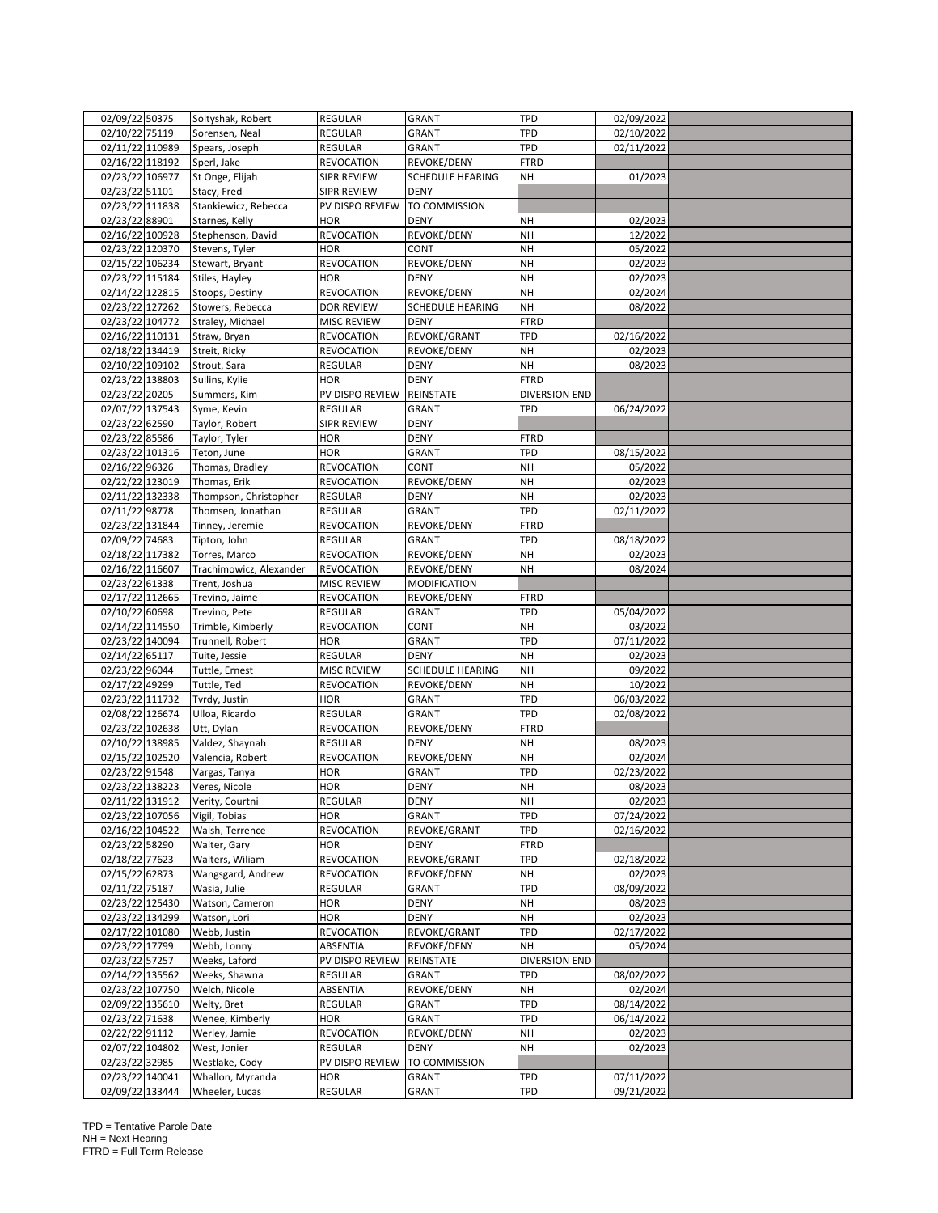| | | | | | | | |
|---|---|---|---|---|---|---|---|
| 02/09/22 | 50375 | Soltyshak, Robert | REGULAR | GRANT | TPD | 02/09/2022 | |
| 02/10/22 | 75119 | Sorensen, Neal | REGULAR | GRANT | TPD | 02/10/2022 | |
| 02/11/22 | 110989 | Spears, Joseph | REGULAR | GRANT | TPD | 02/11/2022 | |
| 02/16/22 | 118192 | Sperl, Jake | REVOCATION | REVOKE/DENY | FTRD | | |
| 02/23/22 | 106977 | St Onge, Elijah | SIPR REVIEW | SCHEDULE HEARING | NH | 01/2023 | |
| 02/23/22 | 51101 | Stacy, Fred | SIPR REVIEW | DENY | | | |
| 02/23/22 | 111838 | Stankiewicz, Rebecca | PV DISPO REVIEW | TO COMMISSION | | | |
| 02/23/22 | 88901 | Starnes, Kelly | HOR | DENY | NH | 02/2023 | |
| 02/16/22 | 100928 | Stephenson, David | REVOCATION | REVOKE/DENY | NH | 12/2022 | |
| 02/23/22 | 120370 | Stevens, Tyler | HOR | CONT | NH | 05/2022 | |
| 02/15/22 | 106234 | Stewart, Bryant | REVOCATION | REVOKE/DENY | NH | 02/2023 | |
| 02/23/22 | 115184 | Stiles, Hayley | HOR | DENY | NH | 02/2023 | |
| 02/14/22 | 122815 | Stoops, Destiny | REVOCATION | REVOKE/DENY | NH | 02/2024 | |
| 02/23/22 | 127262 | Stowers, Rebecca | DOR REVIEW | SCHEDULE HEARING | NH | 08/2022 | |
| 02/23/22 | 104772 | Straley, Michael | MISC REVIEW | DENY | FTRD | | |
| 02/16/22 | 110131 | Straw, Bryan | REVOCATION | REVOKE/GRANT | TPD | 02/16/2022 | |
| 02/18/22 | 134419 | Streit, Ricky | REVOCATION | REVOKE/DENY | NH | 02/2023 | |
| 02/10/22 | 109102 | Strout, Sara | REGULAR | DENY | NH | 08/2023 | |
| 02/23/22 | 138803 | Sullins, Kylie | HOR | DENY | FTRD | | |
| 02/23/22 | 20205 | Summers, Kim | PV DISPO REVIEW | REINSTATE | DIVERSION END | | |
| 02/07/22 | 137543 | Syme, Kevin | REGULAR | GRANT | TPD | 06/24/2022 | |
| 02/23/22 | 62590 | Taylor, Robert | SIPR REVIEW | DENY | | | |
| 02/23/22 | 85586 | Taylor, Tyler | HOR | DENY | FTRD | | |
| 02/23/22 | 101316 | Teton, June | HOR | GRANT | TPD | 08/15/2022 | |
| 02/16/22 | 96326 | Thomas, Bradley | REVOCATION | CONT | NH | 05/2022 | |
| 02/22/22 | 123019 | Thomas, Erik | REVOCATION | REVOKE/DENY | NH | 02/2023 | |
| 02/11/22 | 132338 | Thompson, Christopher | REGULAR | DENY | NH | 02/2023 | |
| 02/11/22 | 98778 | Thomsen, Jonathan | REGULAR | GRANT | TPD | 02/11/2022 | |
| 02/23/22 | 131844 | Tinney, Jeremie | REVOCATION | REVOKE/DENY | FTRD | | |
| 02/09/22 | 74683 | Tipton, John | REGULAR | GRANT | TPD | 08/18/2022 | |
| 02/18/22 | 117382 | Torres, Marco | REVOCATION | REVOKE/DENY | NH | 02/2023 | |
| 02/16/22 | 116607 | Trachimowicz, Alexander | REVOCATION | REVOKE/DENY | NH | 08/2024 | |
| 02/23/22 | 61338 | Trent, Joshua | MISC REVIEW | MODIFICATION | | | |
| 02/17/22 | 112665 | Trevino, Jaime | REVOCATION | REVOKE/DENY | FTRD | | |
| 02/10/22 | 60698 | Trevino, Pete | REGULAR | GRANT | TPD | 05/04/2022 | |
| 02/14/22 | 114550 | Trimble, Kimberly | REVOCATION | CONT | NH | 03/2022 | |
| 02/23/22 | 140094 | Trunnell, Robert | HOR | GRANT | TPD | 07/11/2022 | |
| 02/14/22 | 65117 | Tuite, Jessie | REGULAR | DENY | NH | 02/2023 | |
| 02/23/22 | 96044 | Tuttle, Ernest | MISC REVIEW | SCHEDULE HEARING | NH | 09/2022 | |
| 02/17/22 | 49299 | Tuttle, Ted | REVOCATION | REVOKE/DENY | NH | 10/2022 | |
| 02/23/22 | 111732 | Tvrdy, Justin | HOR | GRANT | TPD | 06/03/2022 | |
| 02/08/22 | 126674 | Ulloa, Ricardo | REGULAR | GRANT | TPD | 02/08/2022 | |
| 02/23/22 | 102638 | Utt, Dylan | REVOCATION | REVOKE/DENY | FTRD | | |
| 02/10/22 | 138985 | Valdez, Shaynah | REGULAR | DENY | NH | 08/2023 | |
| 02/15/22 | 102520 | Valencia, Robert | REVOCATION | REVOKE/DENY | NH | 02/2024 | |
| 02/23/22 | 91548 | Vargas, Tanya | HOR | GRANT | TPD | 02/23/2022 | |
| 02/23/22 | 138223 | Veres, Nicole | HOR | DENY | NH | 08/2023 | |
| 02/11/22 | 131912 | Verity, Courtni | REGULAR | DENY | NH | 02/2023 | |
| 02/23/22 | 107056 | Vigil, Tobias | HOR | GRANT | TPD | 07/24/2022 | |
| 02/16/22 | 104522 | Walsh, Terrence | REVOCATION | REVOKE/GRANT | TPD | 02/16/2022 | |
| 02/23/22 | 58290 | Walter, Gary | HOR | DENY | FTRD | | |
| 02/18/22 | 77623 | Walters, Wiliam | REVOCATION | REVOKE/GRANT | TPD | 02/18/2022 | |
| 02/15/22 | 62873 | Wangsgard, Andrew | REVOCATION | REVOKE/DENY | NH | 02/2023 | |
| 02/11/22 | 75187 | Wasia, Julie | REGULAR | GRANT | TPD | 08/09/2022 | |
| 02/23/22 | 125430 | Watson, Cameron | HOR | DENY | NH | 08/2023 | |
| 02/23/22 | 134299 | Watson, Lori | HOR | DENY | NH | 02/2023 | |
| 02/17/22 | 101080 | Webb, Justin | REVOCATION | REVOKE/GRANT | TPD | 02/17/2022 | |
| 02/23/22 | 17799 | Webb, Lonny | ABSENTIA | REVOKE/DENY | NH | 05/2024 | |
| 02/23/22 | 57257 | Weeks, Laford | PV DISPO REVIEW | REINSTATE | DIVERSION END | | |
| 02/14/22 | 135562 | Weeks, Shawna | REGULAR | GRANT | TPD | 08/02/2022 | |
| 02/23/22 | 107750 | Welch, Nicole | ABSENTIA | REVOKE/DENY | NH | 02/2024 | |
| 02/09/22 | 135610 | Welty, Bret | REGULAR | GRANT | TPD | 08/14/2022 | |
| 02/23/22 | 71638 | Wenee, Kimberly | HOR | GRANT | TPD | 06/14/2022 | |
| 02/22/22 | 91112 | Werley, Jamie | REVOCATION | REVOKE/DENY | NH | 02/2023 | |
| 02/07/22 | 104802 | West, Jonier | REGULAR | DENY | NH | 02/2023 | |
| 02/23/22 | 32985 | Westlake, Cody | PV DISPO REVIEW | TO COMMISSION | | | |
| 02/23/22 | 140041 | Whallon, Myranda | HOR | GRANT | TPD | 07/11/2022 | |
| 02/09/22 | 133444 | Wheeler, Lucas | REGULAR | GRANT | TPD | 09/21/2022 | |

TPD = Tentative Parole Date
NH = Next Hearing
FTRD = Full Term Release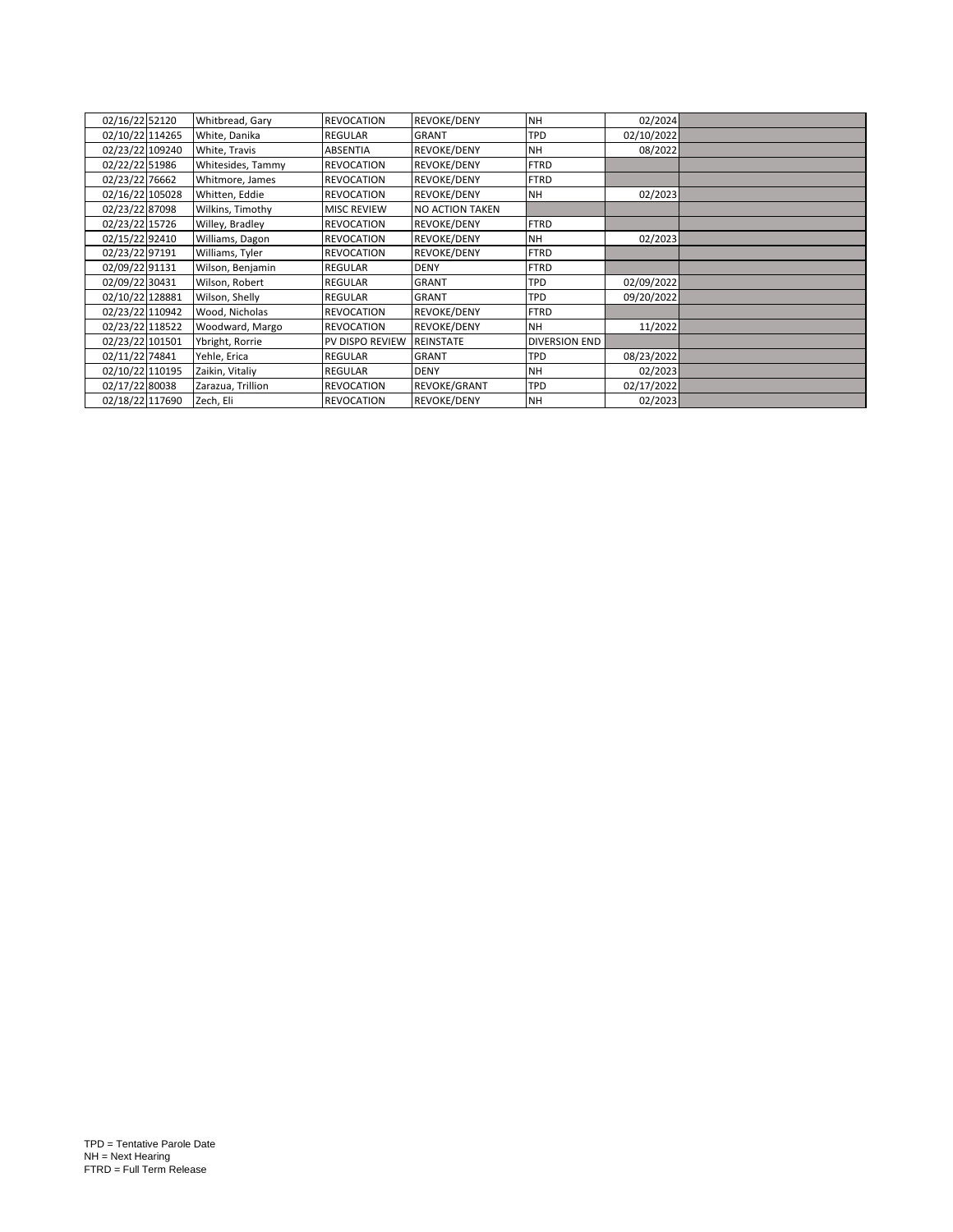| | | | | | | | |
|---|---|---|---|---|---|---|---|
| 02/16/22 | 52120 | Whitbread, Gary | REVOCATION | REVOKE/DENY | NH | 02/2024 | |
| 02/10/22 | 114265 | White, Danika | REGULAR | GRANT | TPD | 02/10/2022 | |
| 02/23/22 | 109240 | White, Travis | ABSENTIA | REVOKE/DENY | NH | 08/2022 | |
| 02/22/22 | 51986 | Whitesides, Tammy | REVOCATION | REVOKE/DENY | FTRD | | |
| 02/23/22 | 76662 | Whitmore, James | REVOCATION | REVOKE/DENY | FTRD | | |
| 02/16/22 | 105028 | Whitten, Eddie | REVOCATION | REVOKE/DENY | NH | 02/2023 | |
| 02/23/22 | 87098 | Wilkins, Timothy | MISC REVIEW | NO ACTION TAKEN | | | |
| 02/23/22 | 15726 | Willey, Bradley | REVOCATION | REVOKE/DENY | FTRD | | |
| 02/15/22 | 92410 | Williams, Dagon | REVOCATION | REVOKE/DENY | NH | 02/2023 | |
| 02/23/22 | 97191 | Williams, Tyler | REVOCATION | REVOKE/DENY | FTRD | | |
| 02/09/22 | 91131 | Wilson, Benjamin | REGULAR | DENY | FTRD | | |
| 02/09/22 | 30431 | Wilson, Robert | REGULAR | GRANT | TPD | 02/09/2022 | |
| 02/10/22 | 128881 | Wilson, Shelly | REGULAR | GRANT | TPD | 09/20/2022 | |
| 02/23/22 | 110942 | Wood, Nicholas | REVOCATION | REVOKE/DENY | FTRD | | |
| 02/23/22 | 118522 | Woodward, Margo | REVOCATION | REVOKE/DENY | NH | 11/2022 | |
| 02/23/22 | 101501 | Ybright, Rorrie | PV DISPO REVIEW | REINSTATE | DIVERSION END | | |
| 02/11/22 | 74841 | Yehle, Erica | REGULAR | GRANT | TPD | 08/23/2022 | |
| 02/10/22 | 110195 | Zaikin, Vitaliy | REGULAR | DENY | NH | 02/2023 | |
| 02/17/22 | 80038 | Zarazua, Trillion | REVOCATION | REVOKE/GRANT | TPD | 02/17/2022 | |
| 02/18/22 | 117690 | Zech, Eli | REVOCATION | REVOKE/DENY | NH | 02/2023 | |

TPD = Tentative Parole Date
NH = Next Hearing
FTRD = Full Term Release